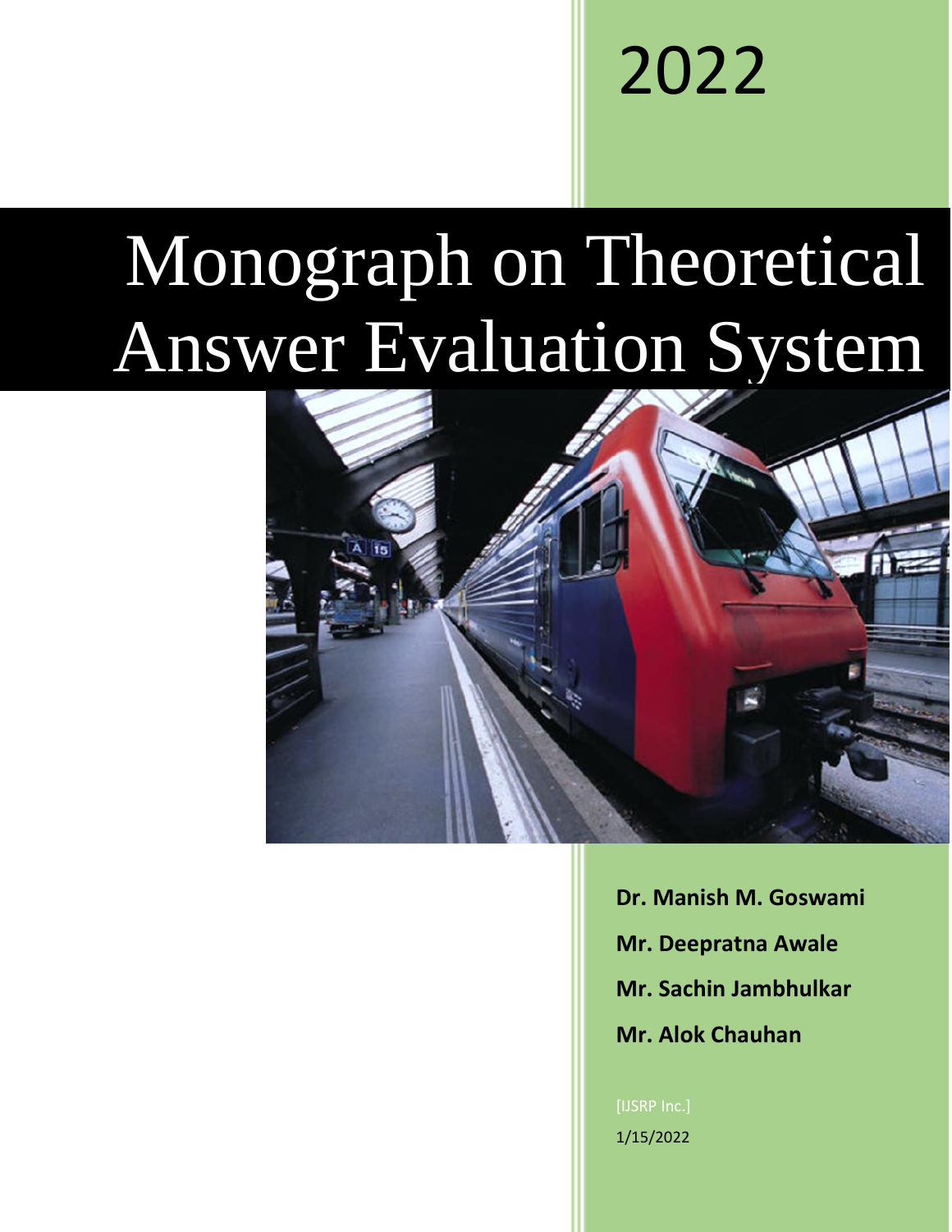2022

# Monograph on Theoretical Answer Evaluation System

**Dr. Manish M. Goswami**

**Mr. Deepratna Awale**

**Mr. Sachin Jambhulkar**

**Mr. Alok Chauhan**

[IJSRP Inc.]

1/15/2022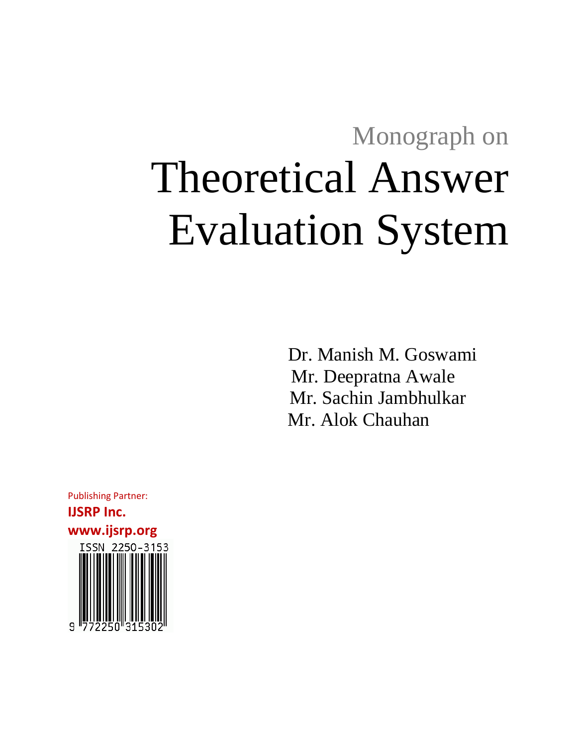Monograph on

# Theoretical Answer Evaluation System

Dr. Manish M. Goswami
Mr. Deepratna Awale
Mr. Sachin Jambhulkar
Mr. Alok Chauhan

Publishing Partner:
**IJSRP Inc.**
**www.ijsrp.org**

ISSN 2250-3153
9 772250 315302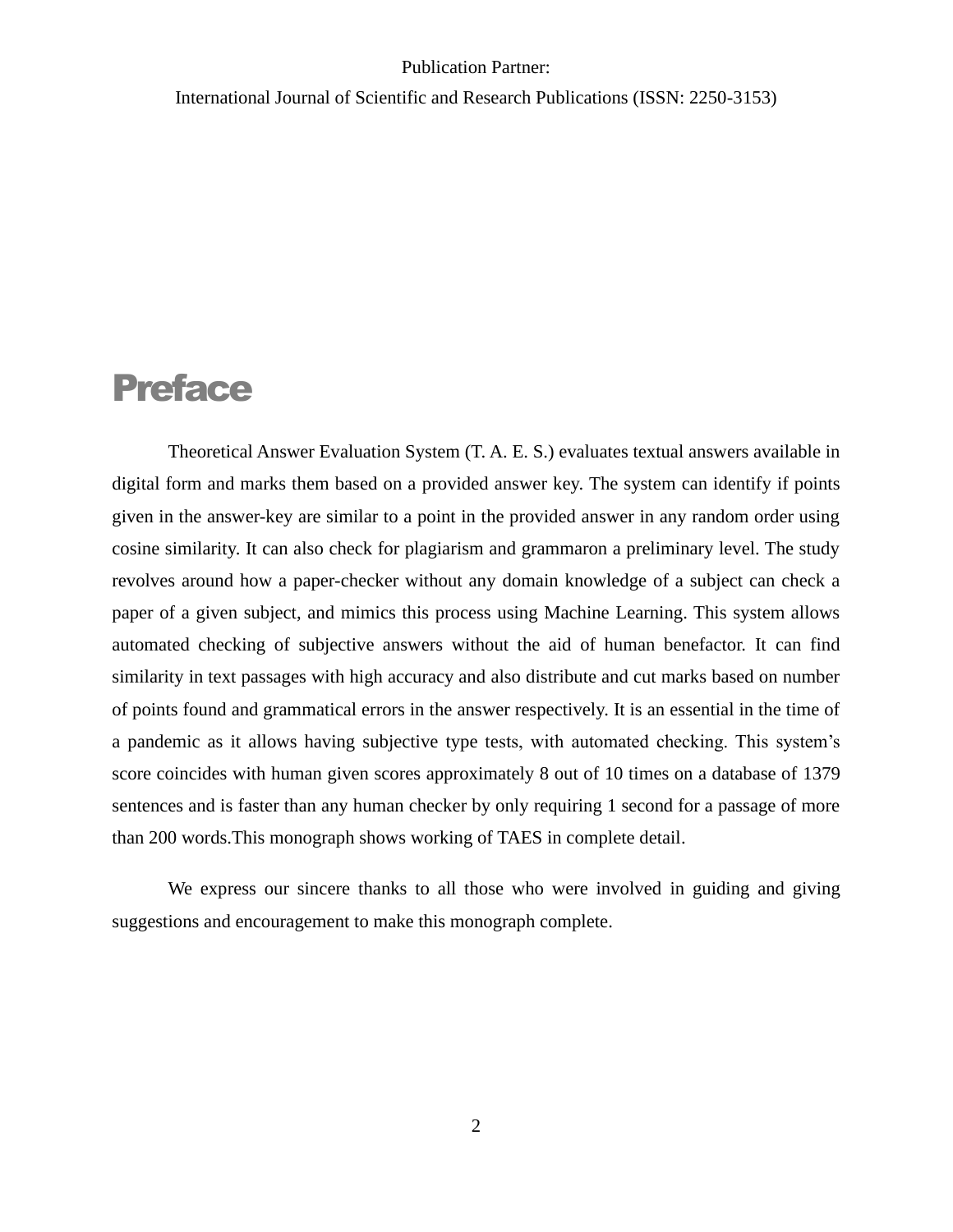Publication Partner:

International Journal of Scientific and Research Publications (ISSN: 2250-3153)

# Preface

Theoretical Answer Evaluation System (T. A. E. S.) evaluates textual answers available in digital form and marks them based on a provided answer key. The system can identify if points given in the answer-key are similar to a point in the provided answer in any random order using cosine similarity. It can also check for plagiarism and grammaron a preliminary level. The study revolves around how a paper-checker without any domain knowledge of a subject can check a paper of a given subject, and mimics this process using Machine Learning. This system allows automated checking of subjective answers without the aid of human benefactor. It can find similarity in text passages with high accuracy and also distribute and cut marks based on number of points found and grammatical errors in the answer respectively. It is an essential in the time of a pandemic as it allows having subjective type tests, with automated checking. This system's score coincides with human given scores approximately 8 out of 10 times on a database of 1379 sentences and is faster than any human checker by only requiring 1 second for a passage of more than 200 words.This monograph shows working of TAES in complete detail.

We express our sincere thanks to all those who were involved in guiding and giving suggestions and encouragement to make this monograph complete.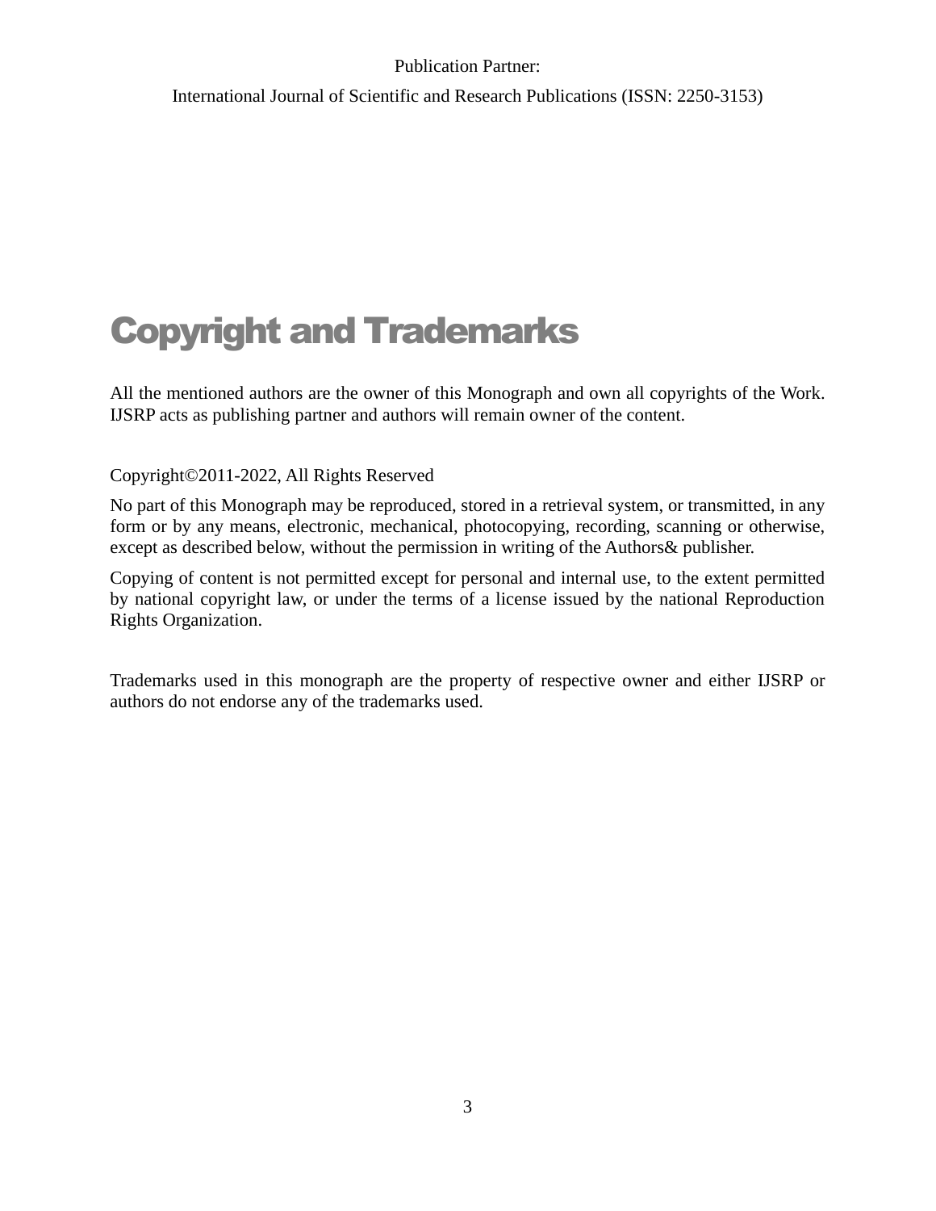Publication Partner:

International Journal of Scientific and Research Publications (ISSN: 2250-3153)

# Copyright and Trademarks

All the mentioned authors are the owner of this Monograph and own all copyrights of the Work. IJSRP acts as publishing partner and authors will remain owner of the content.

Copyright©2011-2022, All Rights Reserved

No part of this Monograph may be reproduced, stored in a retrieval system, or transmitted, in any form or by any means, electronic, mechanical, photocopying, recording, scanning or otherwise, except as described below, without the permission in writing of the Authors& publisher.

Copying of content is not permitted except for personal and internal use, to the extent permitted by national copyright law, or under the terms of a license issued by the national Reproduction Rights Organization.

Trademarks used in this monograph are the property of respective owner and either IJSRP or authors do not endorse any of the trademarks used.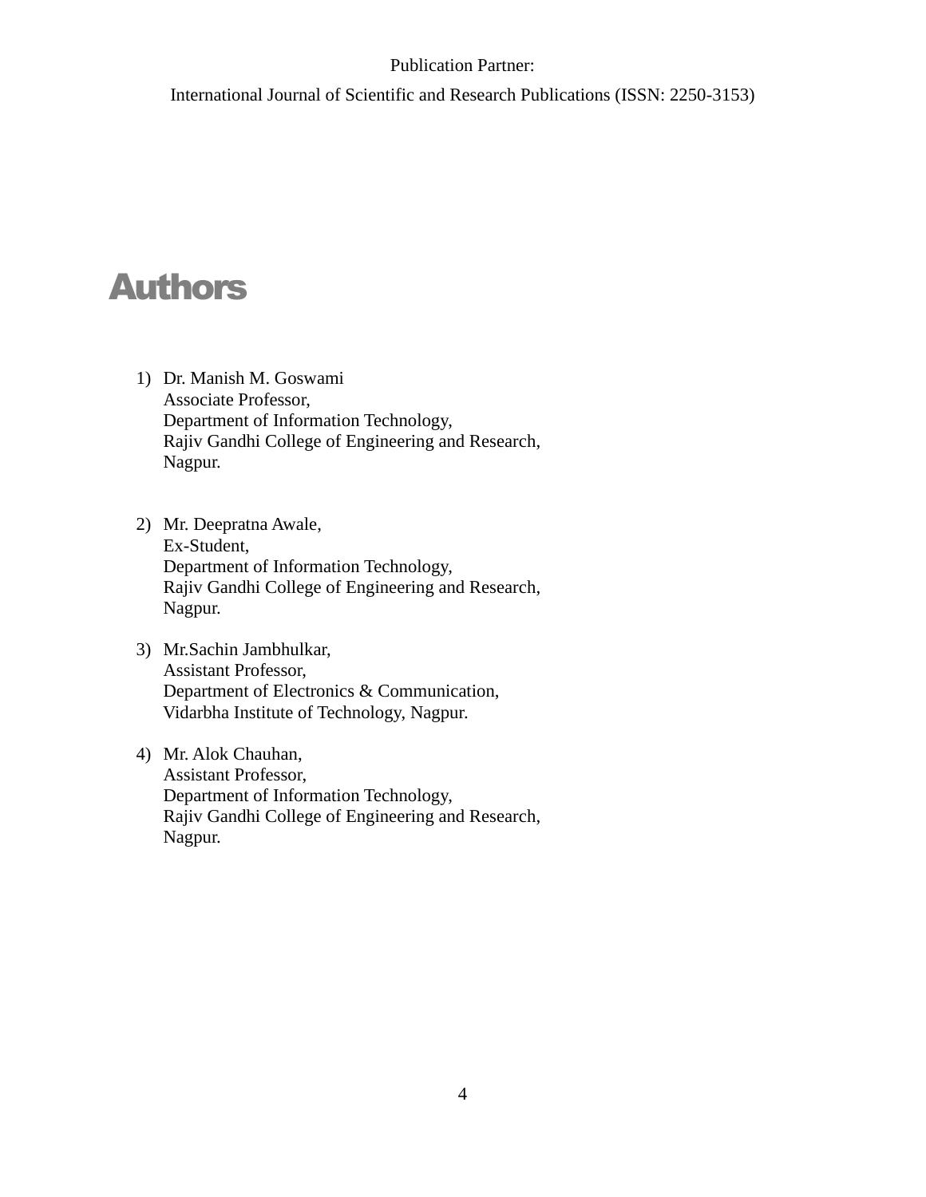Publication Partner:

International Journal of Scientific and Research Publications (ISSN: 2250-3153)

# Authors

1) Dr. Manish M. Goswami  
   Associate Professor,  
   Department of Information Technology,  
   Rajiv Gandhi College of Engineering and Research,  
   Nagpur.

2) Mr. Deepratna Awale,  
   Ex-Student,  
   Department of Information Technology,  
   Rajiv Gandhi College of Engineering and Research,  
   Nagpur.

3) Mr.Sachin Jambhulkar,  
   Assistant Professor,  
   Department of Electronics & Communication,  
   Vidarbha Institute of Technology, Nagpur.

4) Mr. Alok Chauhan,  
   Assistant Professor,  
   Department of Information Technology,  
   Rajiv Gandhi College of Engineering and Research,  
   Nagpur.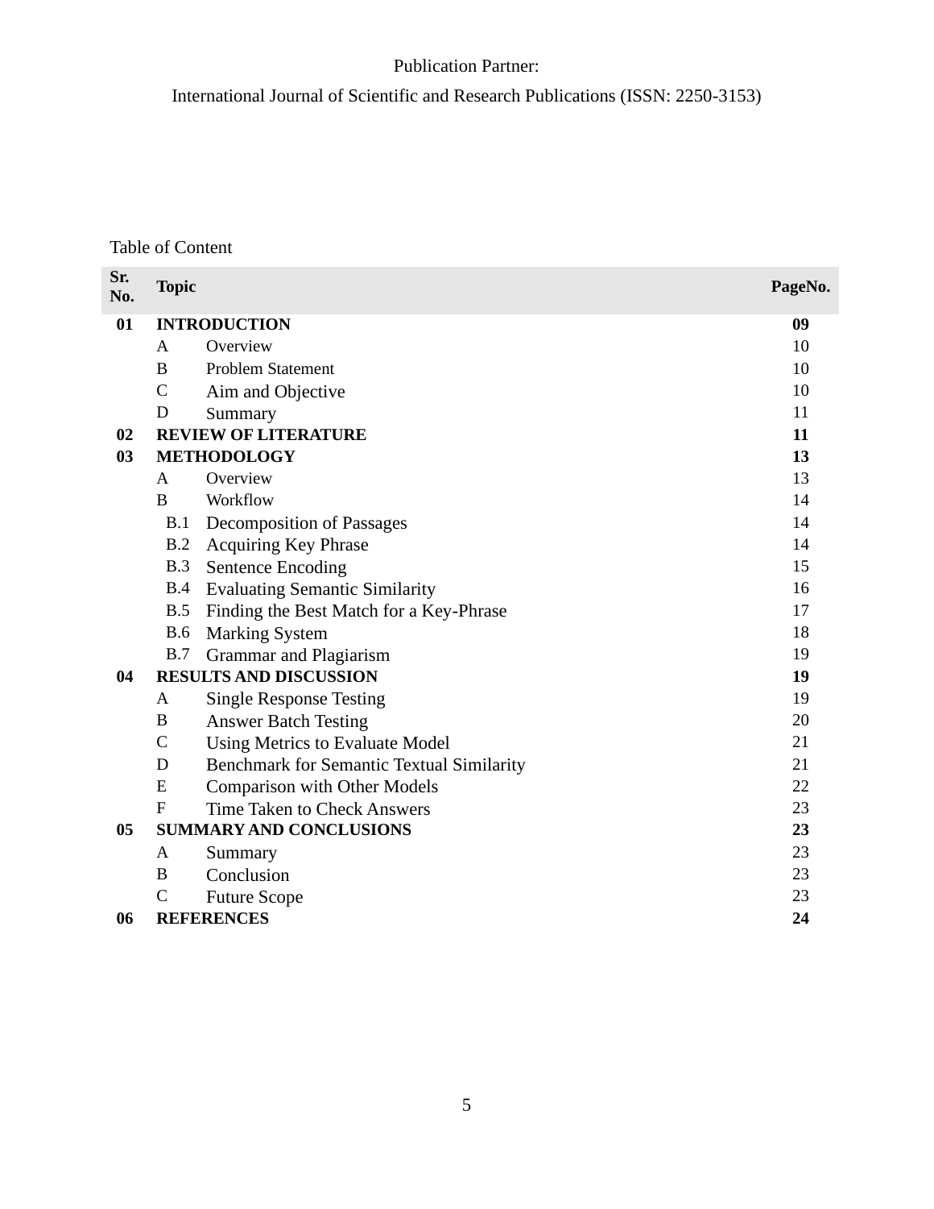Publication Partner:

International Journal of Scientific and Research Publications (ISSN: 2250-3153)

Table of Content

| Sr. No. | Topic | | PageNo. |
|---|---|---|---|
| **01** | **INTRODUCTION** | | **09** |
| | A | Overview | 10 |
| | B | Problem Statement | 10 |
| | C | Aim and Objective | 10 |
| | D | Summary | 11 |
| **02** | **REVIEW OF LITERATURE** | | **11** |
| **03** | **METHODOLOGY** | | **13** |
| | A | Overview | 13 |
| | B | Workflow | 14 |
| | B.1 | Decomposition of Passages | 14 |
| | B.2 | Acquiring Key Phrase | 14 |
| | B.3 | Sentence Encoding | 15 |
| | B.4 | Evaluating Semantic Similarity | 16 |
| | B.5 | Finding the Best Match for a Key-Phrase | 17 |
| | B.6 | Marking System | 18 |
| | B.7 | Grammar and Plagiarism | 19 |
| **04** | **RESULTS AND DISCUSSION** | | **19** |
| | A | Single Response Testing | 19 |
| | B | Answer Batch Testing | 20 |
| | C | Using Metrics to Evaluate Model | 21 |
| | D | Benchmark for Semantic Textual Similarity | 21 |
| | E | Comparison with Other Models | 22 |
| | F | Time Taken to Check Answers | 23 |
| **05** | **SUMMARY AND CONCLUSIONS** | | **23** |
| | A | Summary | 23 |
| | B | Conclusion | 23 |
| | C | Future Scope | 23 |
| **06** | **REFERENCES** | | **24** |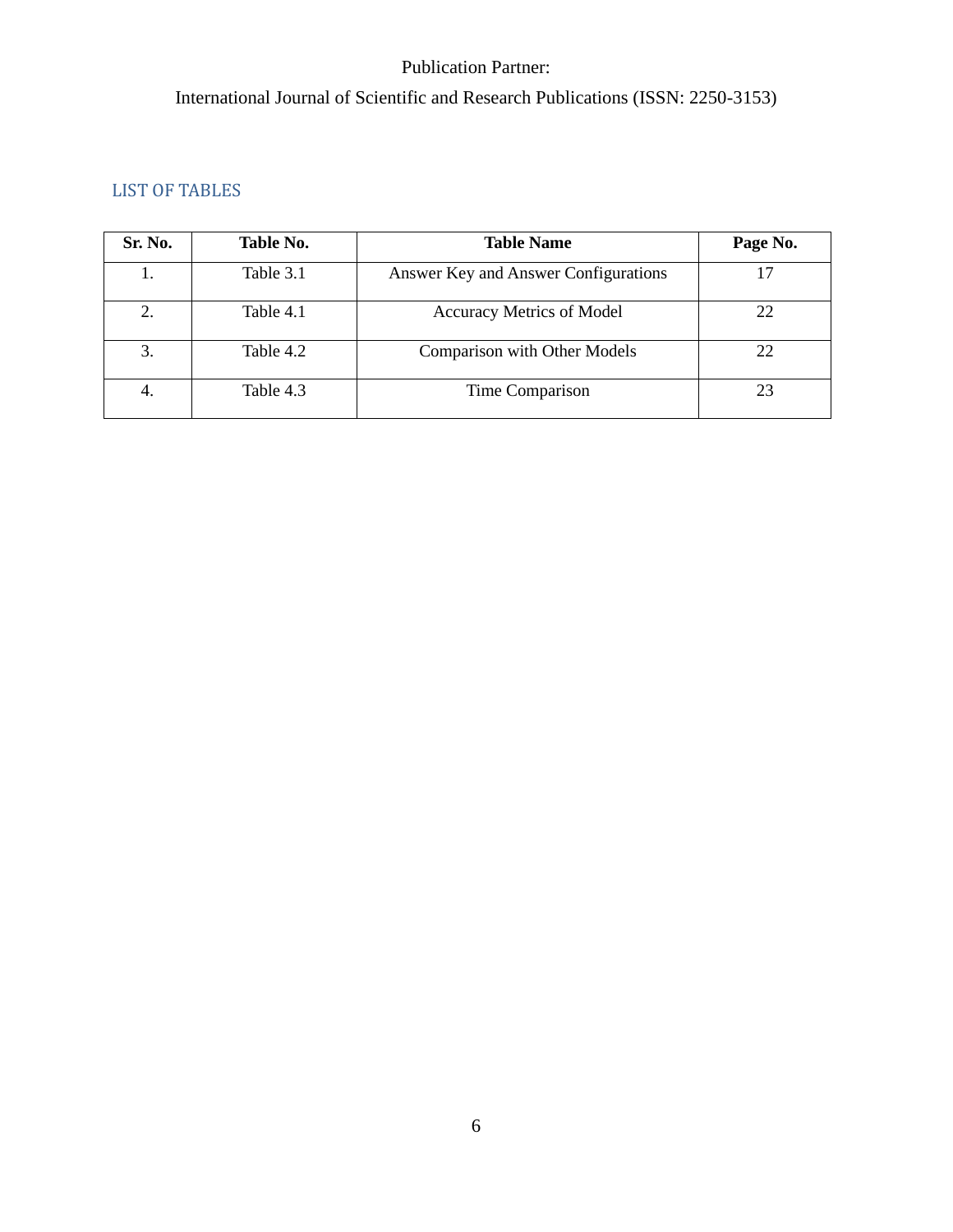## LIST OF TABLES

| Sr. No. | Table No. | Table Name | Page No. |
|---|---|---|---|
| 1. | Table 3.1 | Answer Key and Answer Configurations | 17 |
| 2. | Table 4.1 | Accuracy Metrics of Model | 22 |
| 3. | Table 4.2 | Comparison with Other Models | 22 |
| 4. | Table 4.3 | Time Comparison | 23 |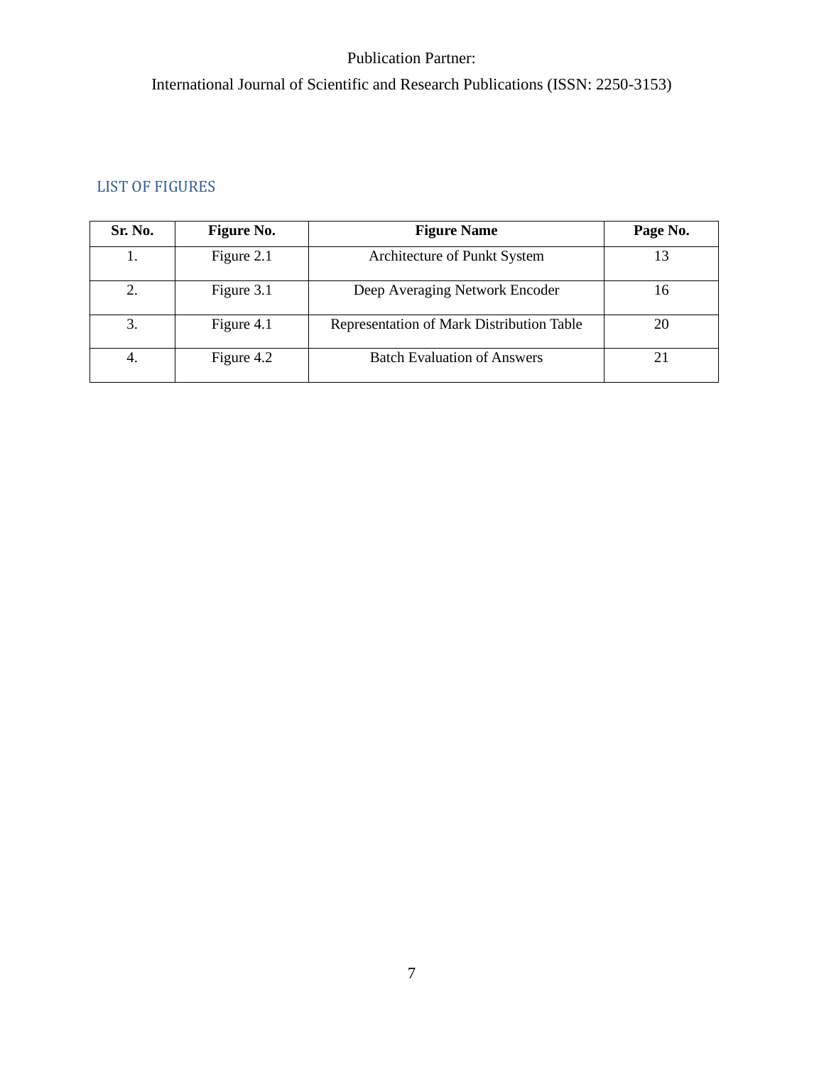## LIST OF FIGURES

| Sr. No. | Figure No. | Figure Name | Page No. |
|---|---|---|---|
| 1. | Figure 2.1 | Architecture of Punkt System | 13 |
| 2. | Figure 3.1 | Deep Averaging Network Encoder | 16 |
| 3. | Figure 4.1 | Representation of Mark Distribution Table | 20 |
| 4. | Figure 4.2 | Batch Evaluation of Answers | 21 |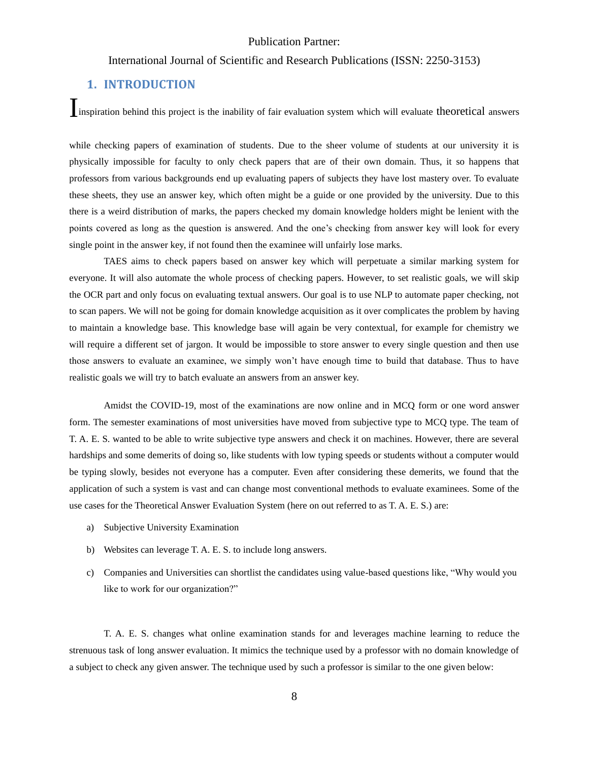## 1. INTRODUCTION

Inspiration behind this project is the inability of fair evaluation system which will evaluate theoretical answers while checking papers of examination of students. Due to the sheer volume of students at our university it is physically impossible for faculty to only check papers that are of their own domain. Thus, it so happens that professors from various backgrounds end up evaluating papers of subjects they have lost mastery over. To evaluate these sheets, they use an answer key, which often might be a guide or one provided by the university. Due to this there is a weird distribution of marks, the papers checked my domain knowledge holders might be lenient with the points covered as long as the question is answered. And the one's checking from answer key will look for every single point in the answer key, if not found then the examinee will unfairly lose marks.

TAES aims to check papers based on answer key which will perpetuate a similar marking system for everyone. It will also automate the whole process of checking papers. However, to set realistic goals, we will skip the OCR part and only focus on evaluating textual answers. Our goal is to use NLP to automate paper checking, not to scan papers. We will not be going for domain knowledge acquisition as it over complicates the problem by having to maintain a knowledge base. This knowledge base will again be very contextual, for example for chemistry we will require a different set of jargon. It would be impossible to store answer to every single question and then use those answers to evaluate an examinee, we simply won't have enough time to build that database. Thus to have realistic goals we will try to batch evaluate an answers from an answer key.

Amidst the COVID-19, most of the examinations are now online and in MCQ form or one word answer form. The semester examinations of most universities have moved from subjective type to MCQ type. The team of T. A. E. S. wanted to be able to write subjective type answers and check it on machines. However, there are several hardships and some demerits of doing so, like students with low typing speeds or students without a computer would be typing slowly, besides not everyone has a computer. Even after considering these demerits, we found that the application of such a system is vast and can change most conventional methods to evaluate examinees. Some of the use cases for the Theoretical Answer Evaluation System (here on out referred to as T. A. E. S.) are:

a) Subjective University Examination

b) Websites can leverage T. A. E. S. to include long answers.

c) Companies and Universities can shortlist the candidates using value-based questions like, "Why would you like to work for our organization?"

T. A. E. S. changes what online examination stands for and leverages machine learning to reduce the strenuous task of long answer evaluation. It mimics the technique used by a professor with no domain knowledge of a subject to check any given answer. The technique used by such a professor is similar to the one given below: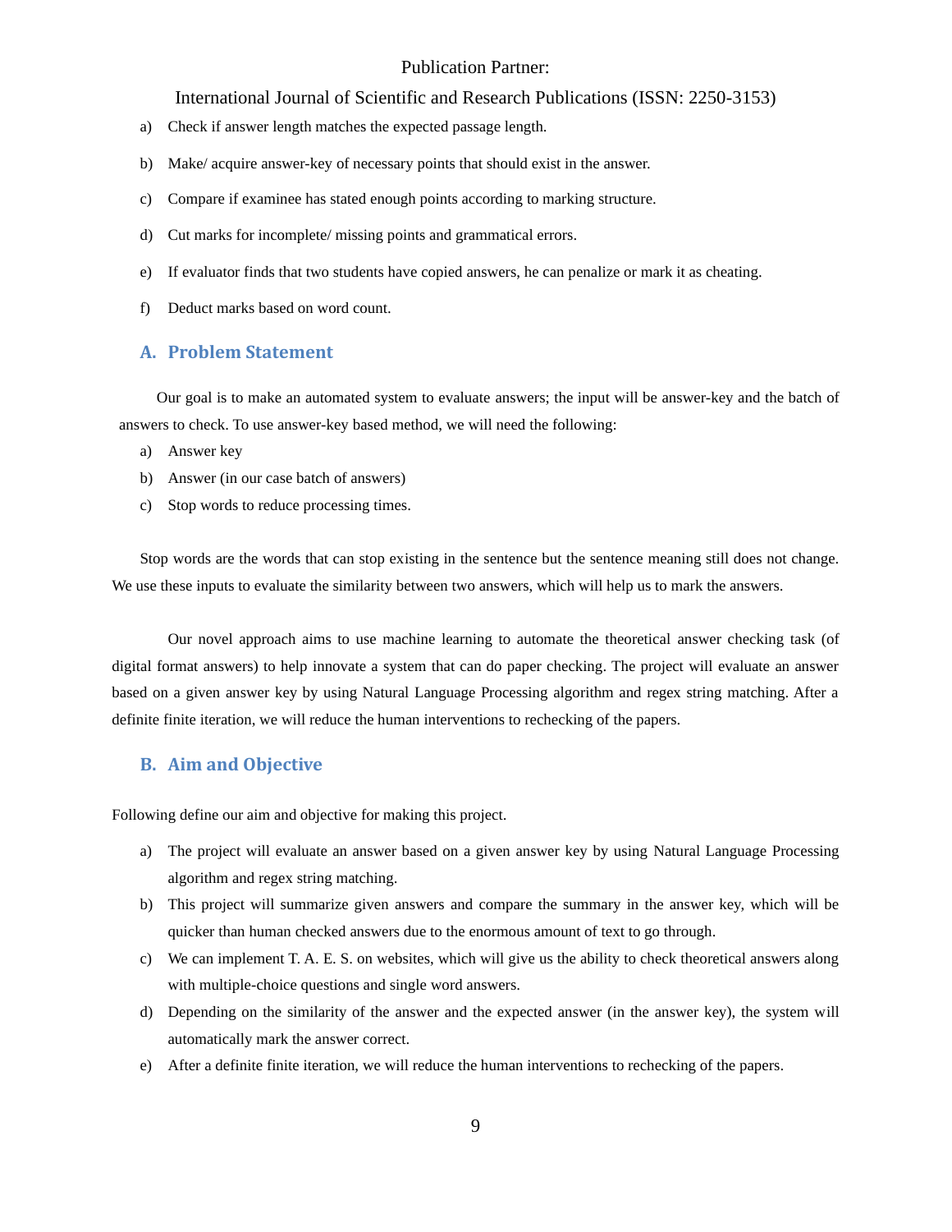a) Check if answer length matches the expected passage length.

b) Make/ acquire answer-key of necessary points that should exist in the answer.

c) Compare if examinee has stated enough points according to marking structure.

d) Cut marks for incomplete/ missing points and grammatical errors.

e) If evaluator finds that two students have copied answers, he can penalize or mark it as cheating.

f) Deduct marks based on word count.

## A. Problem Statement

Our goal is to make an automated system to evaluate answers; the input will be answer-key and the batch of answers to check. To use answer-key based method, we will need the following:

a) Answer key
b) Answer (in our case batch of answers)
c) Stop words to reduce processing times.

Stop words are the words that can stop existing in the sentence but the sentence meaning still does not change. We use these inputs to evaluate the similarity between two answers, which will help us to mark the answers.

Our novel approach aims to use machine learning to automate the theoretical answer checking task (of digital format answers) to help innovate a system that can do paper checking. The project will evaluate an answer based on a given answer key by using Natural Language Processing algorithm and regex string matching. After a definite finite iteration, we will reduce the human interventions to rechecking of the papers.

## B. Aim and Objective

Following define our aim and objective for making this project.

a) The project will evaluate an answer based on a given answer key by using Natural Language Processing algorithm and regex string matching.
b) This project will summarize given answers and compare the summary in the answer key, which will be quicker than human checked answers due to the enormous amount of text to go through.
c) We can implement T. A. E. S. on websites, which will give us the ability to check theoretical answers along with multiple-choice questions and single word answers.
d) Depending on the similarity of the answer and the expected answer (in the answer key), the system will automatically mark the answer correct.
e) After a definite finite iteration, we will reduce the human interventions to rechecking of the papers.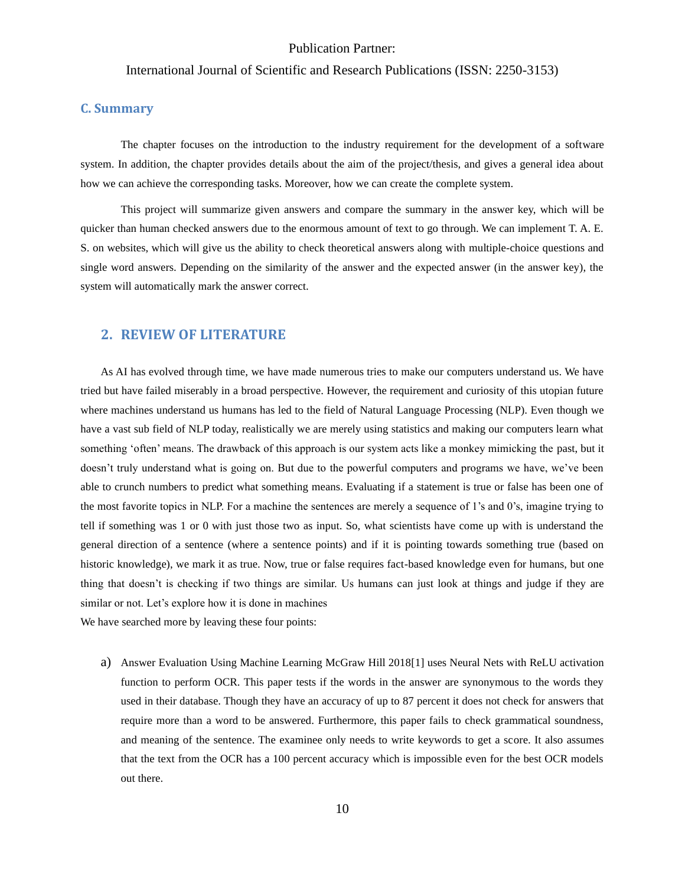### C. Summary

The chapter focuses on the introduction to the industry requirement for the development of a software system. In addition, the chapter provides details about the aim of the project/thesis, and gives a general idea about how we can achieve the corresponding tasks. Moreover, how we can create the complete system.

This project will summarize given answers and compare the summary in the answer key, which will be quicker than human checked answers due to the enormous amount of text to go through. We can implement T. A. E. S. on websites, which will give us the ability to check theoretical answers along with multiple-choice questions and single word answers. Depending on the similarity of the answer and the expected answer (in the answer key), the system will automatically mark the answer correct.

## 2. REVIEW OF LITERATURE

As AI has evolved through time, we have made numerous tries to make our computers understand us. We have tried but have failed miserably in a broad perspective. However, the requirement and curiosity of this utopian future where machines understand us humans has led to the field of Natural Language Processing (NLP). Even though we have a vast sub field of NLP today, realistically we are merely using statistics and making our computers learn what something 'often' means. The drawback of this approach is our system acts like a monkey mimicking the past, but it doesn't truly understand what is going on. But due to the powerful computers and programs we have, we've been able to crunch numbers to predict what something means. Evaluating if a statement is true or false has been one of the most favorite topics in NLP. For a machine the sentences are merely a sequence of 1's and 0's, imagine trying to tell if something was 1 or 0 with just those two as input. So, what scientists have come up with is understand the general direction of a sentence (where a sentence points) and if it is pointing towards something true (based on historic knowledge), we mark it as true. Now, true or false requires fact-based knowledge even for humans, but one thing that doesn't is checking if two things are similar. Us humans can just look at things and judge if they are similar or not. Let's explore how it is done in machines
We have searched more by leaving these four points:

a) Answer Evaluation Using Machine Learning McGraw Hill 2018[1] uses Neural Nets with ReLU activation function to perform OCR. This paper tests if the words in the answer are synonymous to the words they used in their database. Though they have an accuracy of up to 87 percent it does not check for answers that require more than a word to be answered. Furthermore, this paper fails to check grammatical soundness, and meaning of the sentence. The examinee only needs to write keywords to get a score. It also assumes that the text from the OCR has a 100 percent accuracy which is impossible even for the best OCR models out there.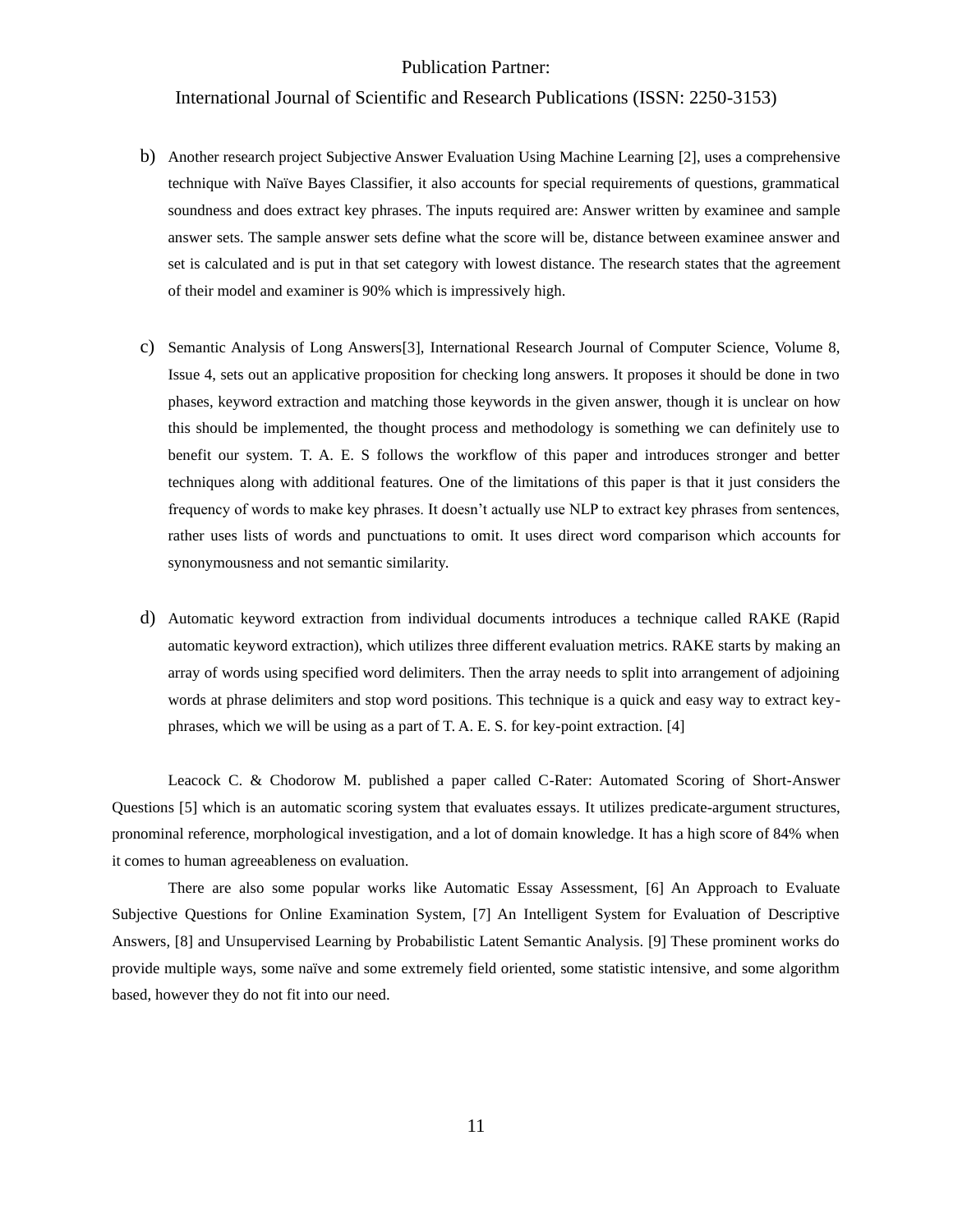b) Another research project Subjective Answer Evaluation Using Machine Learning [2], uses a comprehensive technique with Naïve Bayes Classifier, it also accounts for special requirements of questions, grammatical soundness and does extract key phrases. The inputs required are: Answer written by examinee and sample answer sets. The sample answer sets define what the score will be, distance between examinee answer and set is calculated and is put in that set category with lowest distance. The research states that the agreement of their model and examiner is 90% which is impressively high.

c) Semantic Analysis of Long Answers[3], International Research Journal of Computer Science, Volume 8, Issue 4, sets out an applicative proposition for checking long answers. It proposes it should be done in two phases, keyword extraction and matching those keywords in the given answer, though it is unclear on how this should be implemented, the thought process and methodology is something we can definitely use to benefit our system. T. A. E. S follows the workflow of this paper and introduces stronger and better techniques along with additional features. One of the limitations of this paper is that it just considers the frequency of words to make key phrases. It doesn't actually use NLP to extract key phrases from sentences, rather uses lists of words and punctuations to omit. It uses direct word comparison which accounts for synonymousness and not semantic similarity.

d) Automatic keyword extraction from individual documents introduces a technique called RAKE (Rapid automatic keyword extraction), which utilizes three different evaluation metrics. RAKE starts by making an array of words using specified word delimiters. Then the array needs to split into arrangement of adjoining words at phrase delimiters and stop word positions. This technique is a quick and easy way to extract key-phrases, which we will be using as a part of T. A. E. S. for key-point extraction. [4]

Leacock C. & Chodorow M. published a paper called C-Rater: Automated Scoring of Short-Answer Questions [5] which is an automatic scoring system that evaluates essays. It utilizes predicate-argument structures, pronominal reference, morphological investigation, and a lot of domain knowledge. It has a high score of 84% when it comes to human agreeableness on evaluation.

There are also some popular works like Automatic Essay Assessment, [6] An Approach to Evaluate Subjective Questions for Online Examination System, [7] An Intelligent System for Evaluation of Descriptive Answers, [8] and Unsupervised Learning by Probabilistic Latent Semantic Analysis. [9] These prominent works do provide multiple ways, some naïve and some extremely field oriented, some statistic intensive, and some algorithm based, however they do not fit into our need.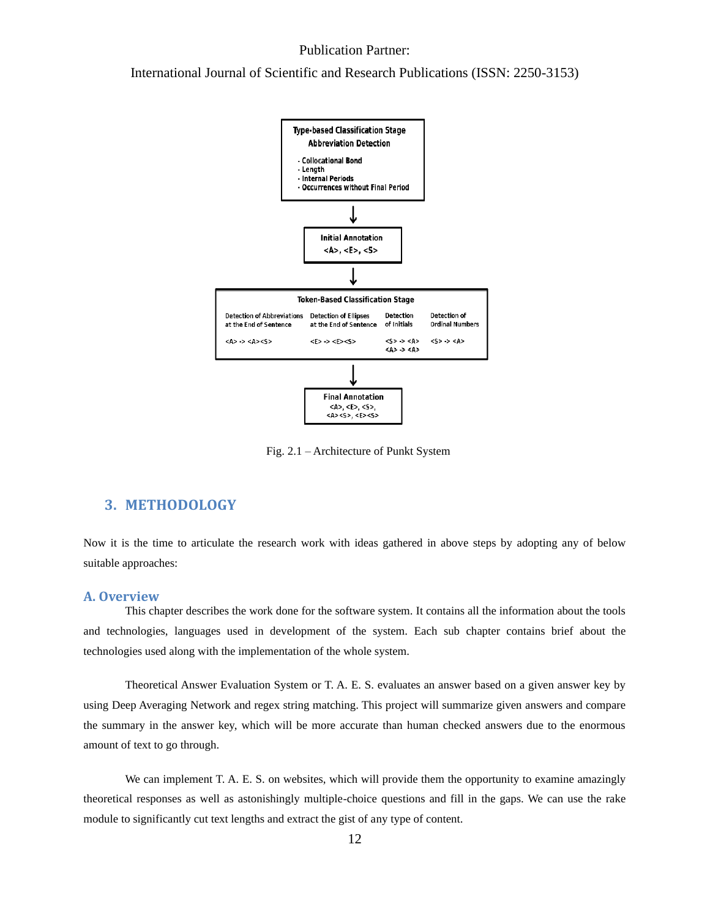Type-based Classification Stage
Abbreviation Detection

- Collocational Bond
- Length
- Internal Periods
- Occurrences without Final Period

↓

Initial Annotation
<A>, <E>, <S>

↓

Token-Based Classification Stage

| Detection of Abbreviations at the End of Sentence | Detection of Ellipses at the End of Sentence | Detection of Initials | Detection of Ordinal Numbers |
|---|---|---|---|
| <A> -> <A><S> | <E> -> <E><S> | <S> -> <A> <A> -> <A> | <S> -> <A> |

↓

Final Annotation
<A>, <E>, <S>,
<A><S>, <E><S>

Fig. 2.1 – Architecture of Punkt System

## 3. METHODOLOGY

Now it is the time to articulate the research work with ideas gathered in above steps by adopting any of below suitable approaches:

### A. Overview

This chapter describes the work done for the software system. It contains all the information about the tools and technologies, languages used in development of the system. Each sub chapter contains brief about the technologies used along with the implementation of the whole system.

Theoretical Answer Evaluation System or T. A. E. S. evaluates an answer based on a given answer key by using Deep Averaging Network and regex string matching. This project will summarize given answers and compare the summary in the answer key, which will be more accurate than human checked answers due to the enormous amount of text to go through.

We can implement T. A. E. S. on websites, which will provide them the opportunity to examine amazingly theoretical responses as well as astonishingly multiple-choice questions and fill in the gaps. We can use the rake module to significantly cut text lengths and extract the gist of any type of content.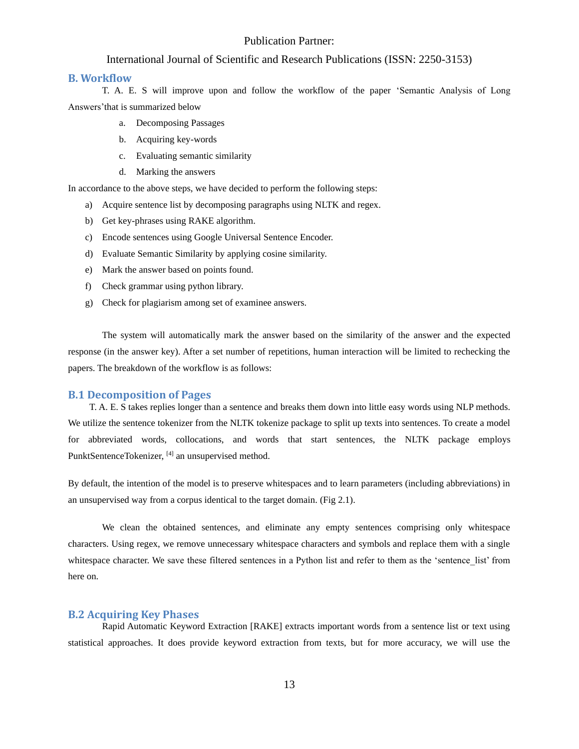## B. Workflow

T. A. E. S will improve upon and follow the workflow of the paper 'Semantic Analysis of Long Answers'that is summarized below

a. Decomposing Passages
b. Acquiring key-words
c. Evaluating semantic similarity
d. Marking the answers

In accordance to the above steps, we have decided to perform the following steps:

a) Acquire sentence list by decomposing paragraphs using NLTK and regex.
b) Get key-phrases using RAKE algorithm.
c) Encode sentences using Google Universal Sentence Encoder.
d) Evaluate Semantic Similarity by applying cosine similarity.
e) Mark the answer based on points found.
f) Check grammar using python library.
g) Check for plagiarism among set of examinee answers.

The system will automatically mark the answer based on the similarity of the answer and the expected response (in the answer key). After a set number of repetitions, human interaction will be limited to rechecking the papers. The breakdown of the workflow is as follows:

### B.1 Decomposition of Pages

T. A. E. S takes replies longer than a sentence and breaks them down into little easy words using NLP methods. We utilize the sentence tokenizer from the NLTK tokenize package to split up texts into sentences. To create a model for abbreviated words, collocations, and words that start sentences, the NLTK package employs PunktSentenceTokenizer, [4] an unsupervised method.

By default, the intention of the model is to preserve whitespaces and to learn parameters (including abbreviations) in an unsupervised way from a corpus identical to the target domain. (Fig 2.1).

We clean the obtained sentences, and eliminate any empty sentences comprising only whitespace characters. Using regex, we remove unnecessary whitespace characters and symbols and replace them with a single whitespace character. We save these filtered sentences in a Python list and refer to them as the 'sentence_list' from here on.

### B.2 Acquiring Key Phases

Rapid Automatic Keyword Extraction [RAKE] extracts important words from a sentence list or text using statistical approaches. It does provide keyword extraction from texts, but for more accuracy, we will use the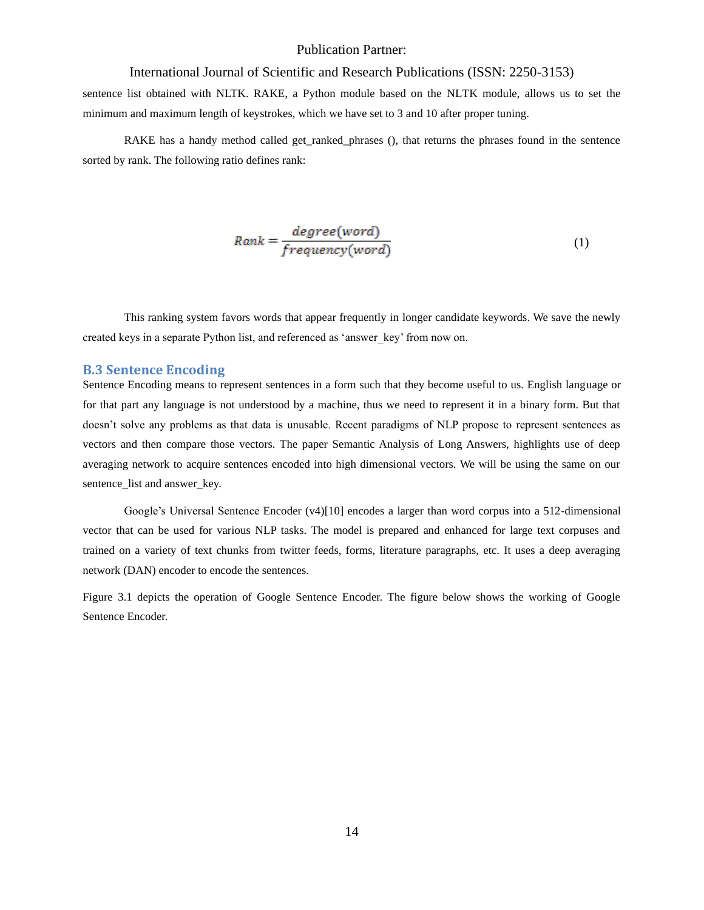sentence list obtained with NLTK. RAKE, a Python module based on the NLTK module, allows us to set the minimum and maximum length of keystrokes, which we have set to 3 and 10 after proper tuning.

RAKE has a handy method called get_ranked_phrases (), that returns the phrases found in the sentence sorted by rank. The following ratio defines rank:

$$Rank = \frac{degree(word)}{frequency(word)} \tag{1}$$

This ranking system favors words that appear frequently in longer candidate keywords. We save the newly created keys in a separate Python list, and referenced as 'answer_key' from now on.

### B.3 Sentence Encoding

Sentence Encoding means to represent sentences in a form such that they become useful to us. English language or for that part any language is not understood by a machine, thus we need to represent it in a binary form. But that doesn't solve any problems as that data is unusable. Recent paradigms of NLP propose to represent sentences as vectors and then compare those vectors. The paper Semantic Analysis of Long Answers, highlights use of deep averaging network to acquire sentences encoded into high dimensional vectors. We will be using the same on our sentence_list and answer_key.

Google's Universal Sentence Encoder (v4)[10] encodes a larger than word corpus into a 512-dimensional vector that can be used for various NLP tasks. The model is prepared and enhanced for large text corpuses and trained on a variety of text chunks from twitter feeds, forms, literature paragraphs, etc. It uses a deep averaging network (DAN) encoder to encode the sentences.

Figure 3.1 depicts the operation of Google Sentence Encoder. The figure below shows the working of Google Sentence Encoder.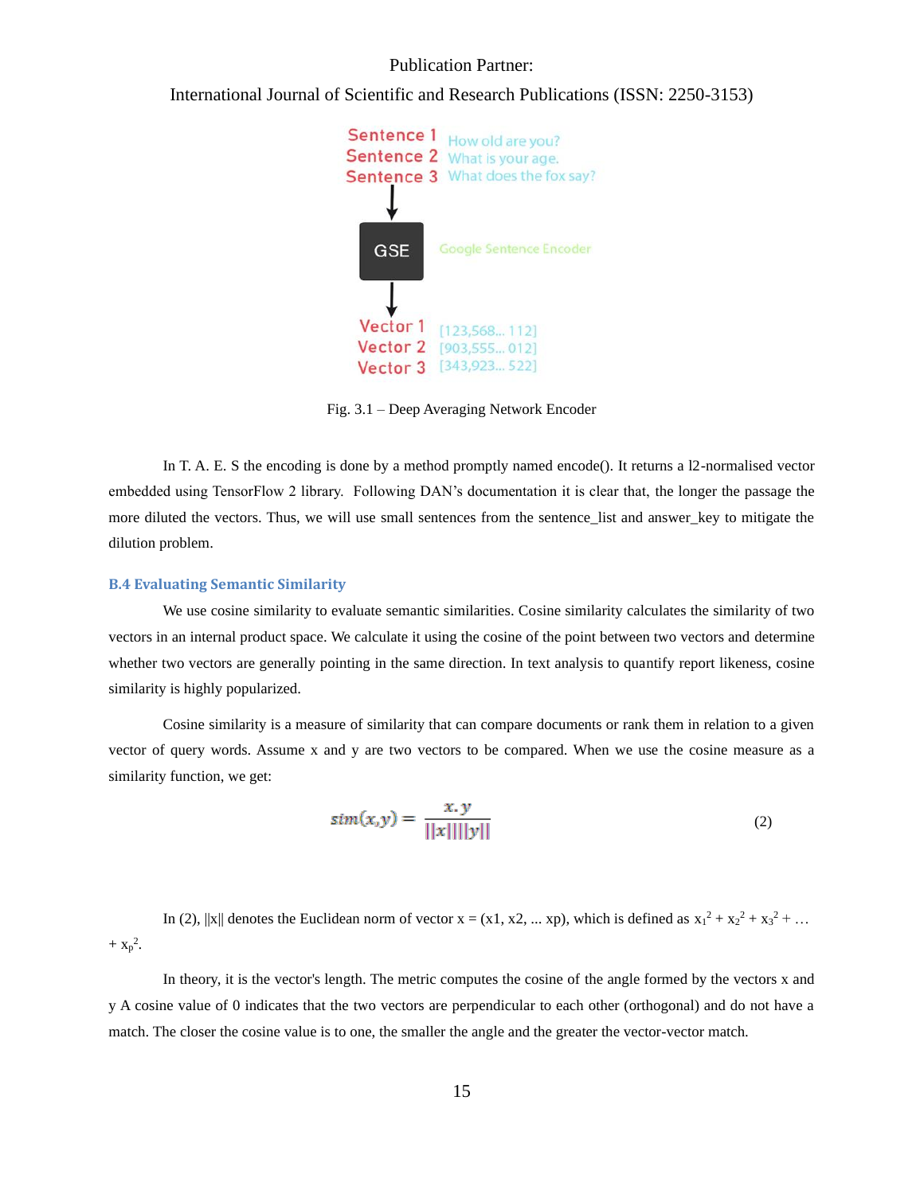Fig. 3.1 – Deep Averaging Network Encoder

In T. A. E. S the encoding is done by a method promptly named encode(). It returns a l2-normalised vector embedded using TensorFlow 2 library. Following DAN's documentation it is clear that, the longer the passage the more diluted the vectors. Thus, we will use small sentences from the sentence_list and answer_key to mitigate the dilution problem.

### B.4 Evaluating Semantic Similarity

We use cosine similarity to evaluate semantic similarities. Cosine similarity calculates the similarity of two vectors in an internal product space. We calculate it using the cosine of the point between two vectors and determine whether two vectors are generally pointing in the same direction. In text analysis to quantify report likeness, cosine similarity is highly popularized.

Cosine similarity is a measure of similarity that can compare documents or rank them in relation to a given vector of query words. Assume x and y are two vectors to be compared. When we use the cosine measure as a similarity function, we get:

$$sim(x,y) = \frac{x.y}{||x||||y||} \quad (2)$$

In (2), $||x||$ denotes the Euclidean norm of vector x = (x1, x2, ... xp), which is defined as $x_1^2 + x_2^2 + x_3^2 + \ldots + x_p^2$.

In theory, it is the vector's length. The metric computes the cosine of the angle formed by the vectors x and y A cosine value of 0 indicates that the two vectors are perpendicular to each other (orthogonal) and do not have a match. The closer the cosine value is to one, the smaller the angle and the greater the vector-vector match.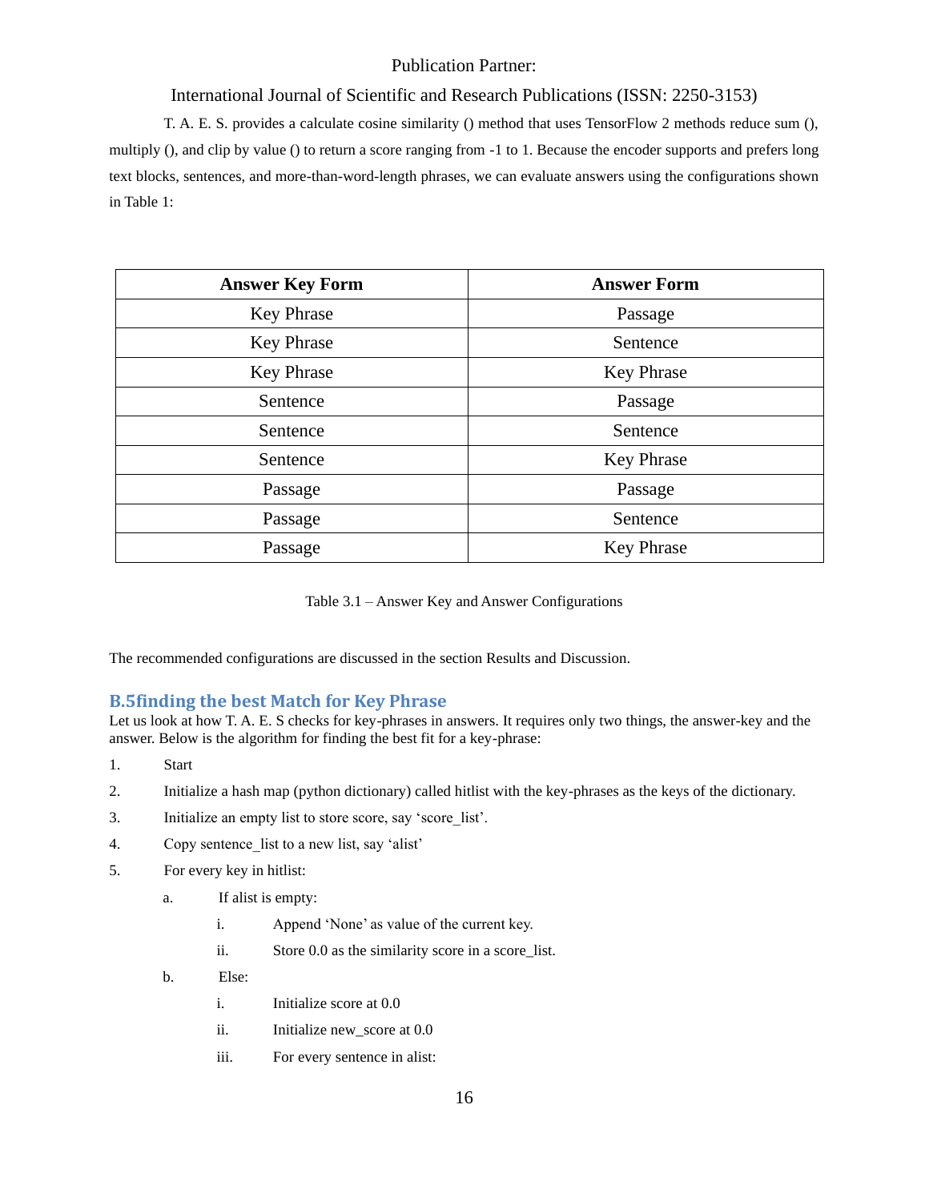T. A. E. S. provides a calculate cosine similarity () method that uses TensorFlow 2 methods reduce sum (), multiply (), and clip by value () to return a score ranging from -1 to 1. Because the encoder supports and prefers long text blocks, sentences, and more-than-word-length phrases, we can evaluate answers using the configurations shown in Table 1:

| Answer Key Form | Answer Form |
|---|---|
| Key Phrase | Passage |
| Key Phrase | Sentence |
| Key Phrase | Key Phrase |
| Sentence | Passage |
| Sentence | Sentence |
| Sentence | Key Phrase |
| Passage | Passage |
| Passage | Sentence |
| Passage | Key Phrase |

Table 3.1 – Answer Key and Answer Configurations

The recommended configurations are discussed in the section Results and Discussion.

### B.5finding the best Match for Key Phrase

Let us look at how T. A. E. S checks for key-phrases in answers. It requires only two things, the answer-key and the answer. Below is the algorithm for finding the best fit for a key-phrase:

1. Start
2. Initialize a hash map (python dictionary) called hitlist with the key-phrases as the keys of the dictionary.
3. Initialize an empty list to store score, say 'score_list'.
4. Copy sentence_list to a new list, say 'alist'
5. For every key in hitlist:
    a. If alist is empty:
        i. Append 'None' as value of the current key.
        ii. Store 0.0 as the similarity score in a score_list.
    b. Else:
        i. Initialize score at 0.0
        ii. Initialize new_score at 0.0
        iii. For every sentence in alist: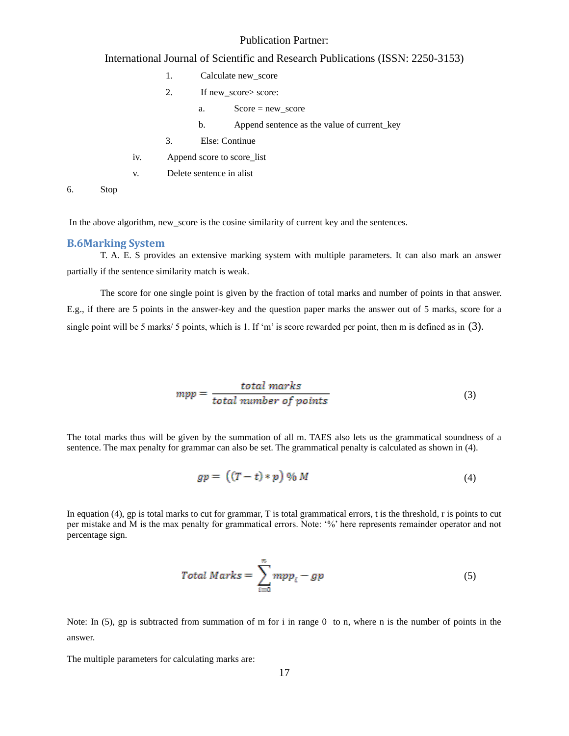1. Calculate new_score
2. If new_score> score:
   a. Score = new_score
   b. Append sentence as the value of current_key
3. Else: Continue

iv. Append score to score_list

v. Delete sentence in alist

6. Stop

In the above algorithm, new_score is the cosine similarity of current key and the sentences.

### B.6Marking System

T. A. E. S provides an extensive marking system with multiple parameters. It can also mark an answer partially if the sentence similarity match is weak.

The score for one single point is given by the fraction of total marks and number of points in that answer. E.g., if there are 5 points in the answer-key and the question paper marks the answer out of 5 marks, score for a single point will be 5 marks/ 5 points, which is 1. If 'm' is score rewarded per point, then m is defined as in (3).

$$mpp = \frac{total\ marks}{total\ number\ of\ points} \tag{3}$$

The total marks thus will be given by the summation of all m. TAES also lets us the grammatical soundness of a sentence. The max penalty for grammar can also be set. The grammatical penalty is calculated as shown in (4).

$$gp = \left((T - t) * p\right) \%\ M \tag{4}$$

In equation (4), gp is total marks to cut for grammar, T is total grammatical errors, t is the threshold, r is points to cut per mistake and M is the max penalty for grammatical errors. Note: '%' here represents remainder operator and not percentage sign.

$$Total\ Marks = \sum_{i=0}^{n} mpp_i - gp \tag{5}$$

Note: In (5), gp is subtracted from summation of m for i in range 0 to n, where n is the number of points in the answer.

The multiple parameters for calculating marks are: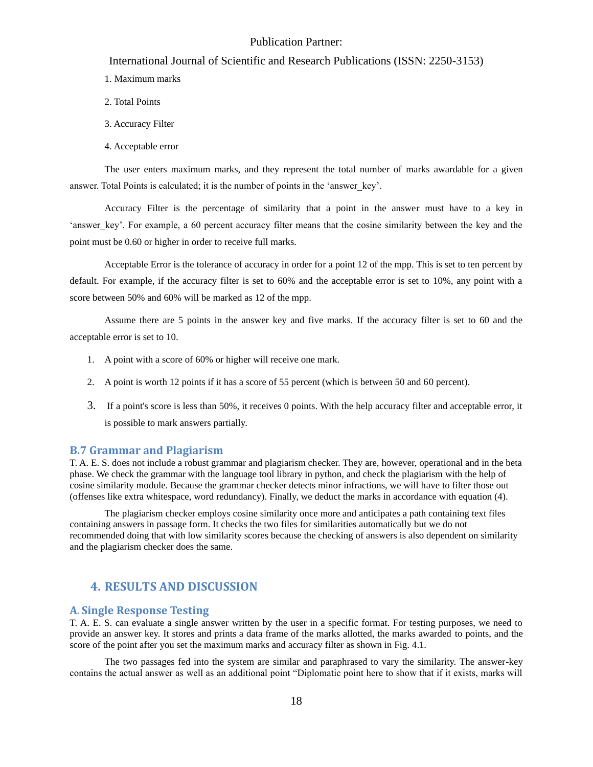1. Maximum marks

2. Total Points

3. Accuracy Filter

4. Acceptable error

The user enters maximum marks, and they represent the total number of marks awardable for a given answer. Total Points is calculated; it is the number of points in the 'answer_key'.

Accuracy Filter is the percentage of similarity that a point in the answer must have to a key in 'answer_key'. For example, a 60 percent accuracy filter means that the cosine similarity between the key and the point must be 0.60 or higher in order to receive full marks.

Acceptable Error is the tolerance of accuracy in order for a point 12 of the mpp. This is set to ten percent by default. For example, if the accuracy filter is set to 60% and the acceptable error is set to 10%, any point with a score between 50% and 60% will be marked as 12 of the mpp.

Assume there are 5 points in the answer key and five marks. If the accuracy filter is set to 60 and the acceptable error is set to 10.

1. A point with a score of 60% or higher will receive one mark.
2. A point is worth 12 points if it has a score of 55 percent (which is between 50 and 60 percent).
3. If a point's score is less than 50%, it receives 0 points. With the help accuracy filter and acceptable error, it is possible to mark answers partially.

### B.7 Grammar and Plagiarism

T. A. E. S. does not include a robust grammar and plagiarism checker. They are, however, operational and in the beta phase. We check the grammar with the language tool library in python, and check the plagiarism with the help of cosine similarity module. Because the grammar checker detects minor infractions, we will have to filter those out (offenses like extra whitespace, word redundancy). Finally, we deduct the marks in accordance with equation (4).

The plagiarism checker employs cosine similarity once more and anticipates a path containing text files containing answers in passage form. It checks the two files for similarities automatically but we do not recommended doing that with low similarity scores because the checking of answers is also dependent on similarity and the plagiarism checker does the same.

## 4. RESULTS AND DISCUSSION

### A. Single Response Testing

T. A. E. S. can evaluate a single answer written by the user in a specific format. For testing purposes, we need to provide an answer key. It stores and prints a data frame of the marks allotted, the marks awarded to points, and the score of the point after you set the maximum marks and accuracy filter as shown in Fig. 4.1.

The two passages fed into the system are similar and paraphrased to vary the similarity. The answer-key contains the actual answer as well as an additional point "Diplomatic point here to show that if it exists, marks will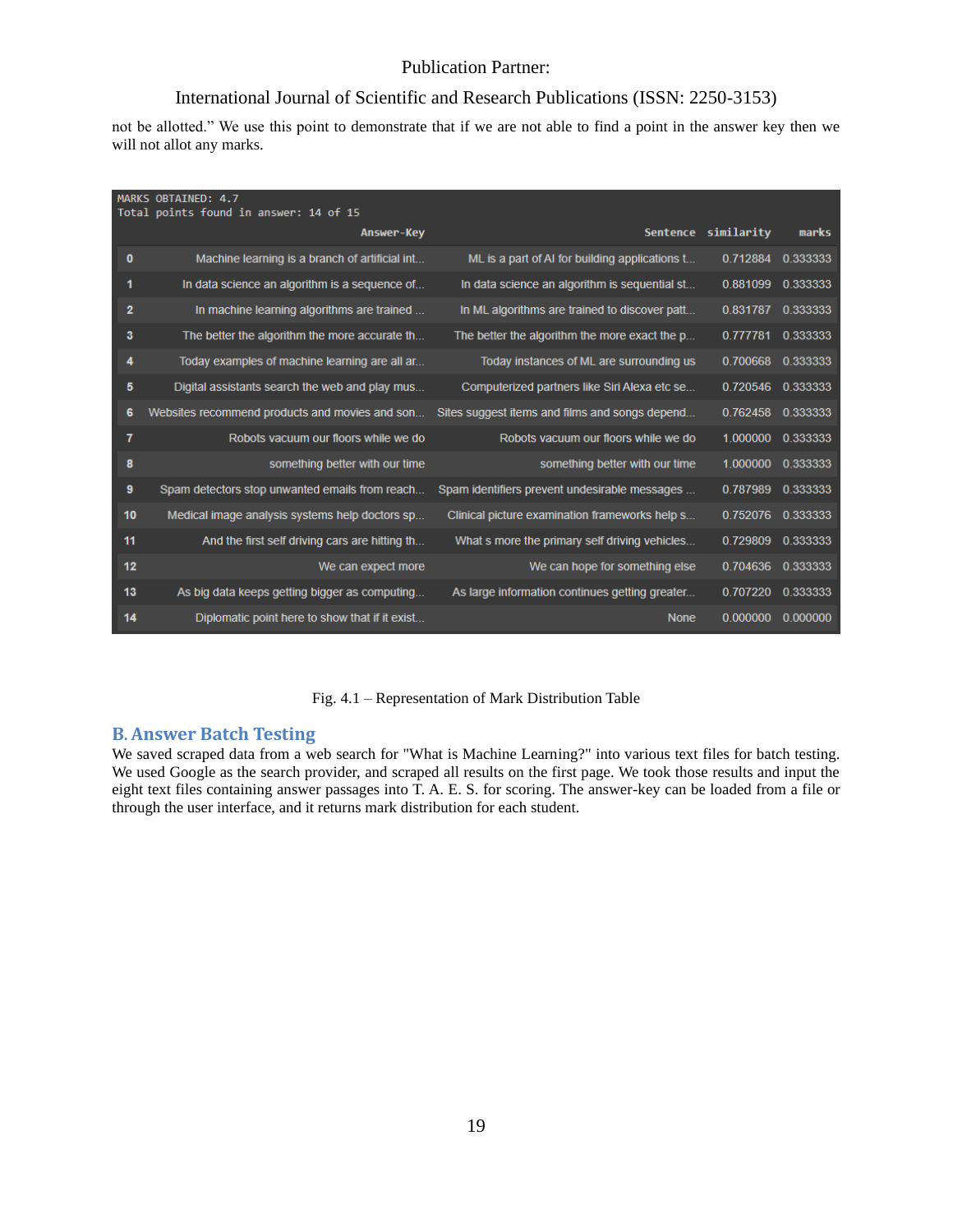not be allotted." We use this point to demonstrate that if we are not able to find a point in the answer key then we will not allot any marks.

```
MARKS OBTAINED: 4.7
Total points found in answer: 14 of 15
```

| | Answer-Key | Sentence | similarity | marks |
|---|---|---|---|---|
| 0 | Machine learning is a branch of artificial int... | ML is a part of AI for building applications t... | 0.712884 | 0.333333 |
| 1 | In data science an algorithm is a sequence of... | In data science an algorithm is sequential st... | 0.881099 | 0.333333 |
| 2 | In machine learning algorithms are trained ... | In ML algorithms are trained to discover patt... | 0.831787 | 0.333333 |
| 3 | The better the algorithm the more accurate th... | The better the algorithm the more exact the p... | 0.777781 | 0.333333 |
| 4 | Today examples of machine learning are all ar... | Today instances of ML are surrounding us | 0.700668 | 0.333333 |
| 5 | Digital assistants search the web and play mus... | Computerized partners like Siri Alexa etc se... | 0.720546 | 0.333333 |
| 6 | Websites recommend products and movies and son... | Sites suggest items and films and songs depend... | 0.762458 | 0.333333 |
| 7 | Robots vacuum our floors while we do | Robots vacuum our floors while we do | 1.000000 | 0.333333 |
| 8 | something better with our time | something better with our time | 1.000000 | 0.333333 |
| 9 | Spam detectors stop unwanted emails from reach... | Spam identifiers prevent undesirable messages ... | 0.787989 | 0.333333 |
| 10 | Medical image analysis systems help doctors sp... | Clinical picture examination frameworks help s... | 0.752076 | 0.333333 |
| 11 | And the first self driving cars are hitting th... | What s more the primary self driving vehicles... | 0.729809 | 0.333333 |
| 12 | We can expect more | We can hope for something else | 0.704636 | 0.333333 |
| 13 | As big data keeps getting bigger as computing... | As large information continues getting greater... | 0.707220 | 0.333333 |
| 14 | Diplomatic point here to show that if it exist... | None | 0.000000 | 0.000000 |

Fig. 4.1 – Representation of Mark Distribution Table

## B. Answer Batch Testing

We saved scraped data from a web search for "What is Machine Learning?" into various text files for batch testing. We used Google as the search provider, and scraped all results on the first page. We took those results and input the eight text files containing answer passages into T. A. E. S. for scoring. The answer-key can be loaded from a file or through the user interface, and it returns mark distribution for each student.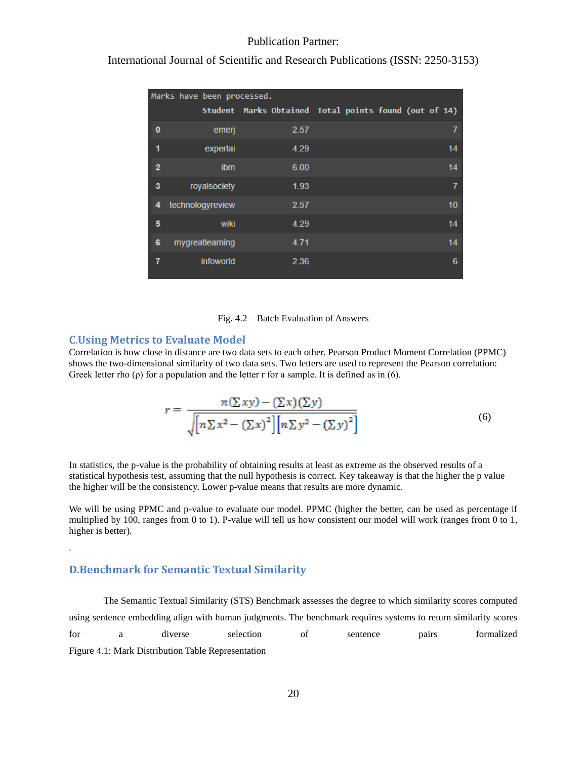Marks have been processed.

|   | Student | Marks Obtained | Total points found (out of 14) |
|---|---|---|---|
| 0 | emerj | 2.57 | 7 |
| 1 | expertai | 4.29 | 14 |
| 2 | ibm | 6.00 | 14 |
| 3 | royalsociety | 1.93 | 7 |
| 4 | technologyreview | 2.57 | 10 |
| 5 | wiki | 4.29 | 14 |
| 6 | mygreatlearning | 4.71 | 14 |
| 7 | infoworld | 2.36 | 6 |

Fig. 4.2 – Batch Evaluation of Answers

### C.Using Metrics to Evaluate Model

Correlation is how close in distance are two data sets to each other. Pearson Product Moment Correlation (PPMC) shows the two-dimensional similarity of two data sets. Two letters are used to represent the Pearson correlation: Greek letter rho (ρ) for a population and the letter r for a sample. It is defined as in (6).

$$r = \frac{n(\Sigma xy) - (\Sigma x)(\Sigma y)}{\sqrt{\left[n\Sigma x^2 - (\Sigma x)^2\right]\left[n\Sigma y^2 - (\Sigma y)^2\right]}} \tag{6}$$

In statistics, the p-value is the probability of obtaining results at least as extreme as the observed results of a statistical hypothesis test, assuming that the null hypothesis is correct. Key takeaway is that the higher the p value the higher will be the consistency. Lower p-value means that results are more dynamic.

We will be using PPMC and p-value to evaluate our model. PPMC (higher the better, can be used as percentage if multiplied by 100, ranges from 0 to 1). P-value will tell us how consistent our model will work (ranges from 0 to 1, higher is better).

.

### D.Benchmark for Semantic Textual Similarity

The Semantic Textual Similarity (STS) Benchmark assesses the degree to which similarity scores computed using sentence embedding align with human judgments. The benchmark requires systems to return similarity scores for a diverse selection of sentence pairs formalized

Figure 4.1: Mark Distribution Table Representation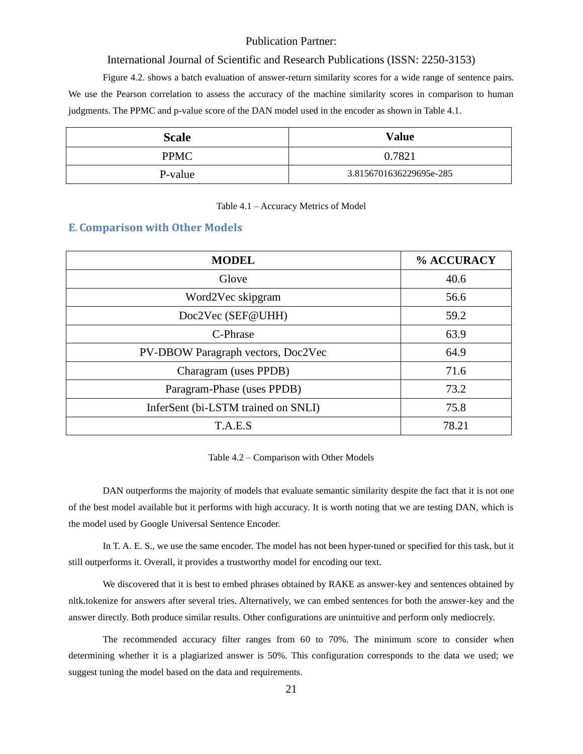Figure 4.2. shows a batch evaluation of answer-return similarity scores for a wide range of sentence pairs. We use the Pearson correlation to assess the accuracy of the machine similarity scores in comparison to human judgments. The PPMC and p-value score of the DAN model used in the encoder as shown in Table 4.1.

| Scale | Value |
|---|---|
| PPMC | 0.7821 |
| P-value | 3.8156701636229695e-285 |

Table 4.1 – Accuracy Metrics of Model

### E. Comparison with Other Models

| MODEL | % ACCURACY |
|---|---|
| Glove | 40.6 |
| Word2Vec skipgram | 56.6 |
| Doc2Vec (SEF@UHH) | 59.2 |
| C-Phrase | 63.9 |
| PV-DBOW Paragraph vectors, Doc2Vec | 64.9 |
| Charagram (uses PPDB) | 71.6 |
| Paragram-Phase (uses PPDB) | 73.2 |
| InferSent (bi-LSTM trained on SNLI) | 75.8 |
| T.A.E.S | 78.21 |

Table 4.2 – Comparison with Other Models

DAN outperforms the majority of models that evaluate semantic similarity despite the fact that it is not one of the best model available but it performs with high accuracy. It is worth noting that we are testing DAN, which is the model used by Google Universal Sentence Encoder.

In T. A. E. S., we use the same encoder. The model has not been hyper-tuned or specified for this task, but it still outperforms it. Overall, it provides a trustworthy model for encoding our text.

We discovered that it is best to embed phrases obtained by RAKE as answer-key and sentences obtained by nltk.tokenize for answers after several tries. Alternatively, we can embed sentences for both the answer-key and the answer directly. Both produce similar results. Other configurations are unintuitive and perform only mediocrely.

The recommended accuracy filter ranges from 60 to 70%. The minimum score to consider when determining whether it is a plagiarized answer is 50%. This configuration corresponds to the data we used; we suggest tuning the model based on the data and requirements.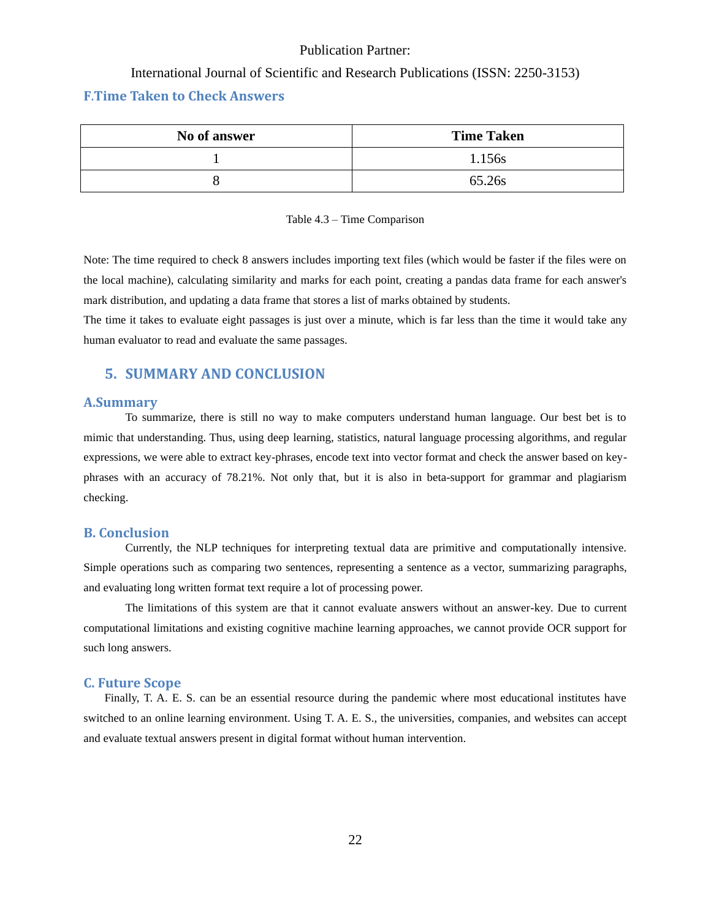### F. Time Taken to Check Answers

| No of answer | Time Taken |
|---|---|
| 1 | 1.156s |
| 8 | 65.26s |

Table 4.3 – Time Comparison

Note: The time required to check 8 answers includes importing text files (which would be faster if the files were on the local machine), calculating similarity and marks for each point, creating a pandas data frame for each answer's mark distribution, and updating a data frame that stores a list of marks obtained by students.

The time it takes to evaluate eight passages is just over a minute, which is far less than the time it would take any human evaluator to read and evaluate the same passages.

## 5. SUMMARY AND CONCLUSION

### A. Summary

To summarize, there is still no way to make computers understand human language. Our best bet is to mimic that understanding. Thus, using deep learning, statistics, natural language processing algorithms, and regular expressions, we were able to extract key-phrases, encode text into vector format and check the answer based on key-phrases with an accuracy of 78.21%. Not only that, but it is also in beta-support for grammar and plagiarism checking.

### B. Conclusion

Currently, the NLP techniques for interpreting textual data are primitive and computationally intensive. Simple operations such as comparing two sentences, representing a sentence as a vector, summarizing paragraphs, and evaluating long written format text require a lot of processing power.

The limitations of this system are that it cannot evaluate answers without an answer-key. Due to current computational limitations and existing cognitive machine learning approaches, we cannot provide OCR support for such long answers.

### C. Future Scope

Finally, T. A. E. S. can be an essential resource during the pandemic where most educational institutes have switched to an online learning environment. Using T. A. E. S., the universities, companies, and websites can accept and evaluate textual answers present in digital format without human intervention.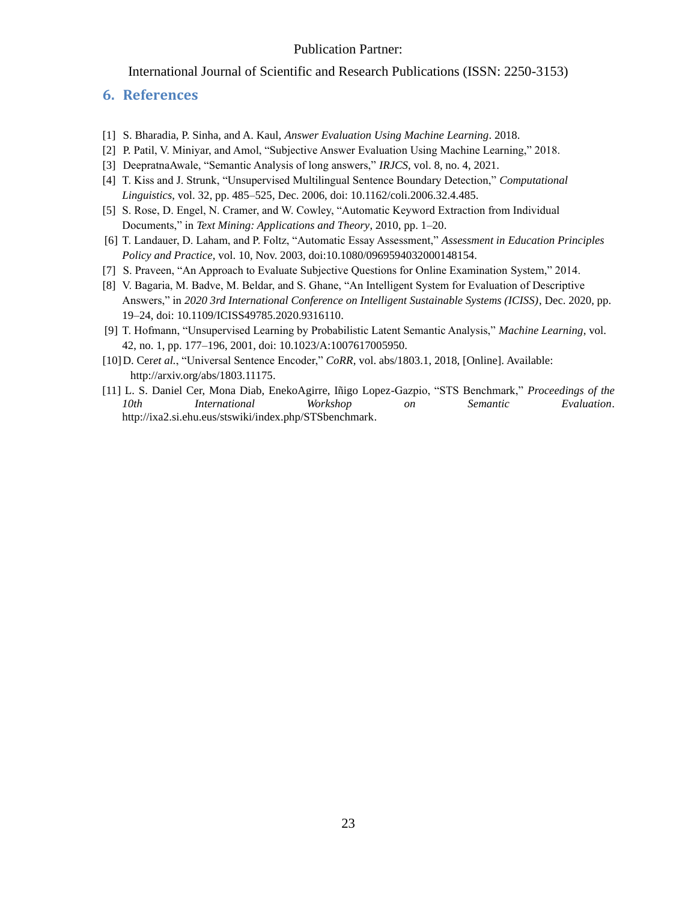## 6. References

- [1] S. Bharadia, P. Sinha, and A. Kaul, *Answer Evaluation Using Machine Learning*. 2018.
- [2] P. Patil, V. Miniyar, and Amol, "Subjective Answer Evaluation Using Machine Learning," 2018.
- [3] DeepratnaAwale, "Semantic Analysis of long answers," *IRJCS*, vol. 8, no. 4, 2021.
- [4] T. Kiss and J. Strunk, "Unsupervised Multilingual Sentence Boundary Detection," *Computational Linguistics*, vol. 32, pp. 485–525, Dec. 2006, doi: 10.1162/coli.2006.32.4.485.
- [5] S. Rose, D. Engel, N. Cramer, and W. Cowley, "Automatic Keyword Extraction from Individual Documents," in *Text Mining: Applications and Theory*, 2010, pp. 1–20.
- [6] T. Landauer, D. Laham, and P. Foltz, "Automatic Essay Assessment," *Assessment in Education Principles Policy and Practice*, vol. 10, Nov. 2003, doi:10.1080/0969594032000148154.
- [7] S. Praveen, "An Approach to Evaluate Subjective Questions for Online Examination System," 2014.
- [8] V. Bagaria, M. Badve, M. Beldar, and S. Ghane, "An Intelligent System for Evaluation of Descriptive Answers," in *2020 3rd International Conference on Intelligent Sustainable Systems (ICISS)*, Dec. 2020, pp. 19–24, doi: 10.1109/ICISS49785.2020.9316110.
- [9] T. Hofmann, "Unsupervised Learning by Probabilistic Latent Semantic Analysis," *Machine Learning*, vol. 42, no. 1, pp. 177–196, 2001, doi: 10.1023/A:1007617005950.
- [10] D. Cer*et al.*, "Universal Sentence Encoder," *CoRR*, vol. abs/1803.1, 2018, [Online]. Available: http://arxiv.org/abs/1803.11175.
- [11] L. S. Daniel Cer, Mona Diab, EnekoAgirre, Iñigo Lopez-Gazpio, "STS Benchmark," *Proceedings of the 10th International Workshop on Semantic Evaluation*. http://ixa2.si.ehu.eus/stswiki/index.php/STSbenchmark.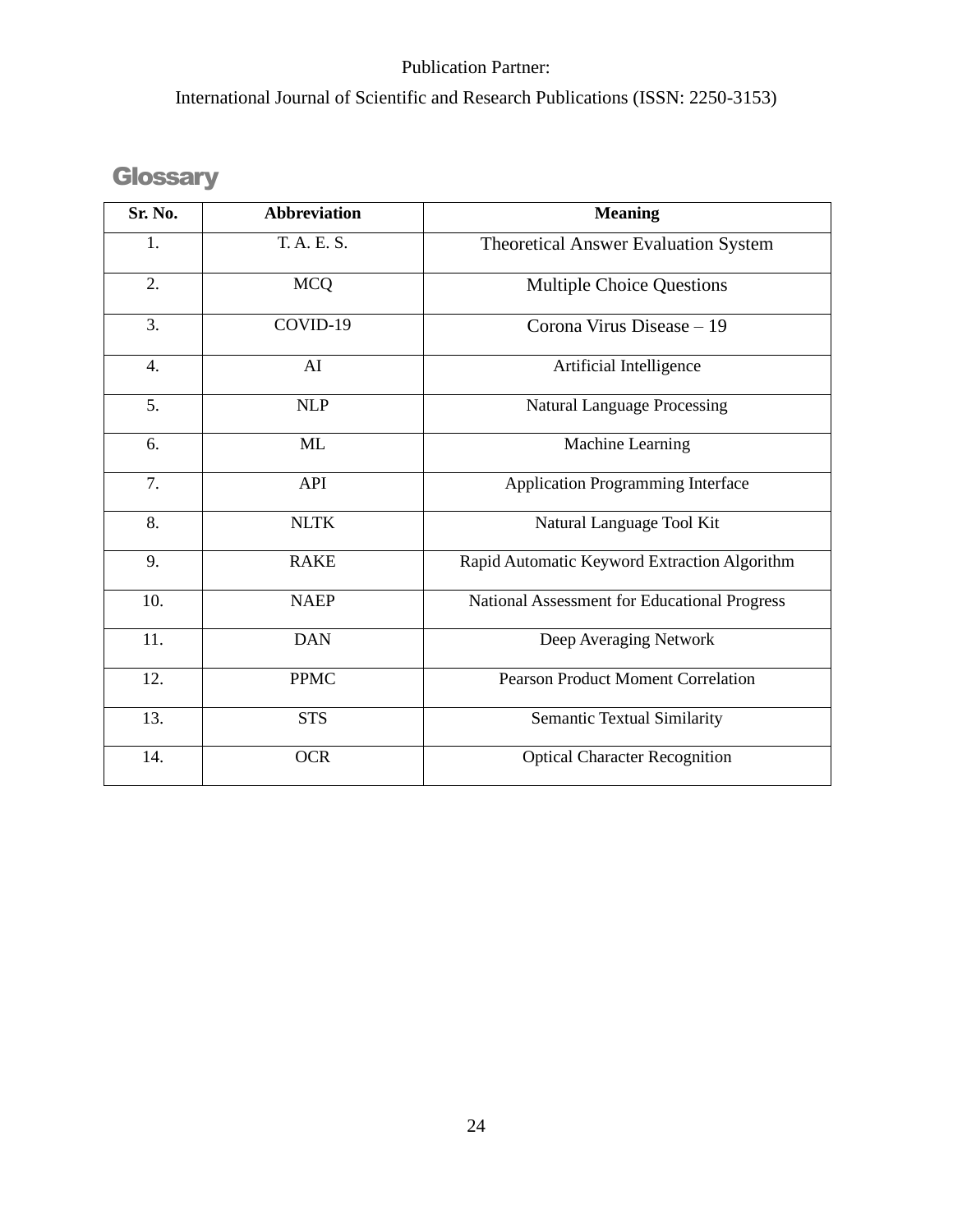## Glossary

| Sr. No. | Abbreviation | Meaning |
| --- | --- | --- |
| 1. | T. A. E. S. | Theoretical Answer Evaluation System |
| 2. | MCQ | Multiple Choice Questions |
| 3. | COVID-19 | Corona Virus Disease – 19 |
| 4. | AI | Artificial Intelligence |
| 5. | NLP | Natural Language Processing |
| 6. | ML | Machine Learning |
| 7. | API | Application Programming Interface |
| 8. | NLTK | Natural Language Tool Kit |
| 9. | RAKE | Rapid Automatic Keyword Extraction Algorithm |
| 10. | NAEP | National Assessment for Educational Progress |
| 11. | DAN | Deep Averaging Network |
| 12. | PPMC | Pearson Product Moment Correlation |
| 13. | STS | Semantic Textual Similarity |
| 14. | OCR | Optical Character Recognition |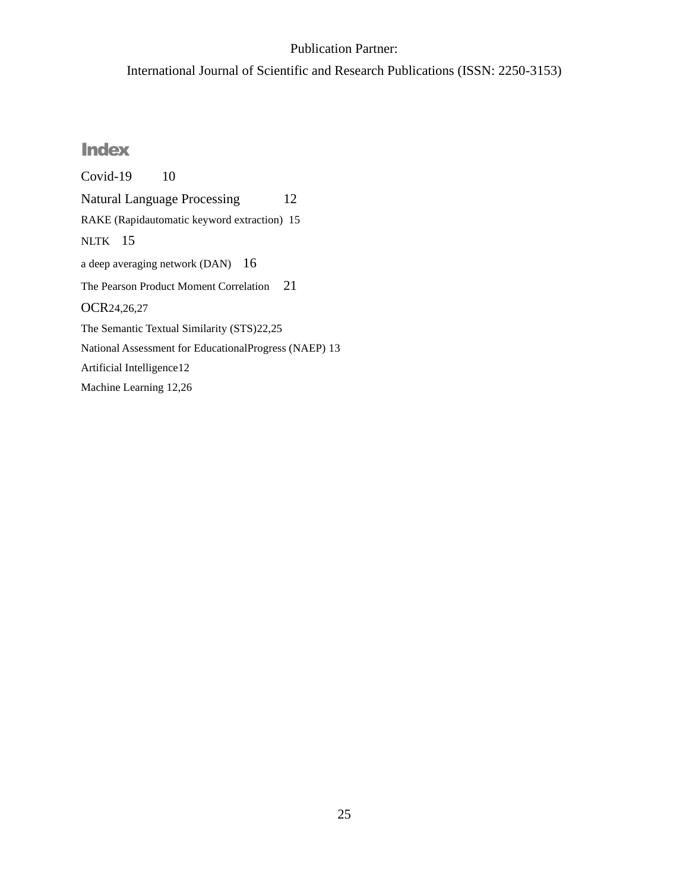# Index

Covid-19 10

Natural Language Processing 12

RAKE (Rapidautomatic keyword extraction) 15

NLTK 15

a deep averaging network (DAN) 16

The Pearson Product Moment Correlation 21

OCR24,26,27

The Semantic Textual Similarity (STS)22,25

National Assessment for EducationalProgress (NAEP) 13

Artificial Intelligence12

Machine Learning 12,26